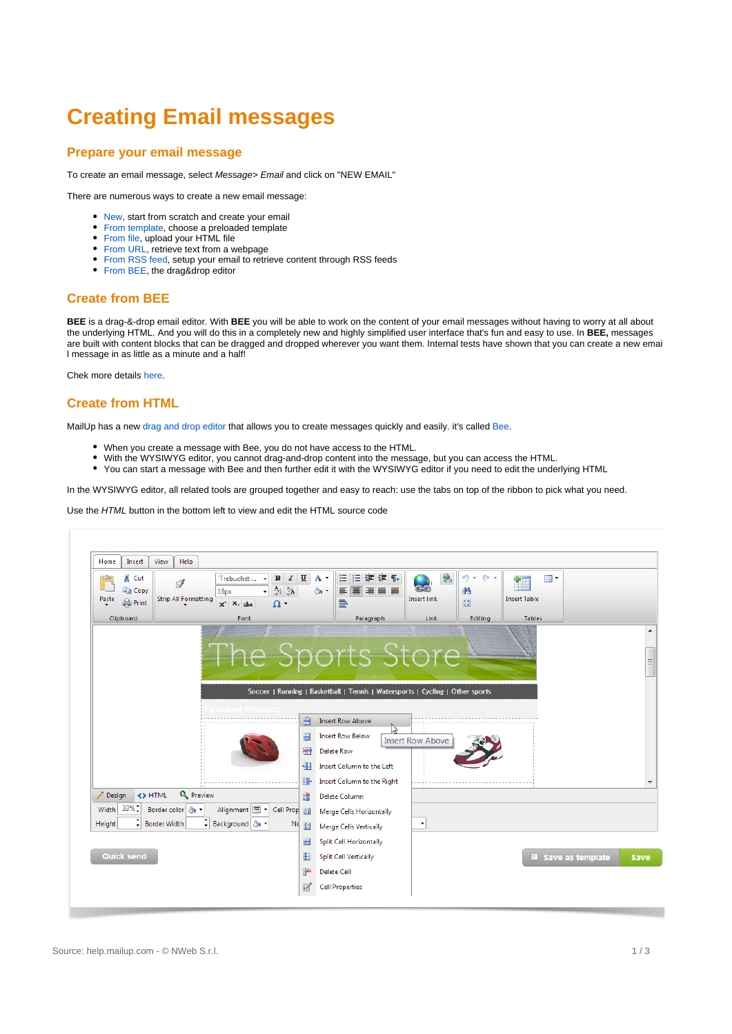# Creating Email messages

## Prepare your email message

To create an email message, select *Message> Email* and click on "NEW EMAIL"

There are numerous ways to create a new email message:

- New, start from scratch and create your email
- From template, choose a preloaded template
- From file, upload your HTML file
- From URL, retrieve text from a webpage
- From RSS feed, setup your email to retrieve content through RSS feeds
- From BEE, the drag&drop editor

## Create from BEE

**BEE** is a drag-&-drop email editor. With **BEE** you will be able to work on the content of your email messages without having to worry at all about the underlying HTML. And you will do this in a completely new and highly simplified user interface that's fun and easy to use. In **BEE,** messages are built with content blocks that can be dragged and dropped wherever you want them. Internal tests have shown that you can create a new emai l message in as little as a minute and a half!

Chek more details here.

## Create from HTML

MailUp has a new drag and drop editor that allows you to create messages quickly and easily. it's called Bee.

- When you create a message with Bee, you do not have access to the HTML.
- With the WYSIWYG editor, you cannot drag-and-drop content into the message, but you can access the HTML.
- You can start a message with Bee and then further edit it with the WYSIWYG editor if you need to edit the underlying HTML

In the WYSIWYG editor, all related tools are grouped together and easy to reach: use the tabs on top of the ribbon to pick what you need.

Use the *HTML* button in the bottom left to view and edit the HTML source code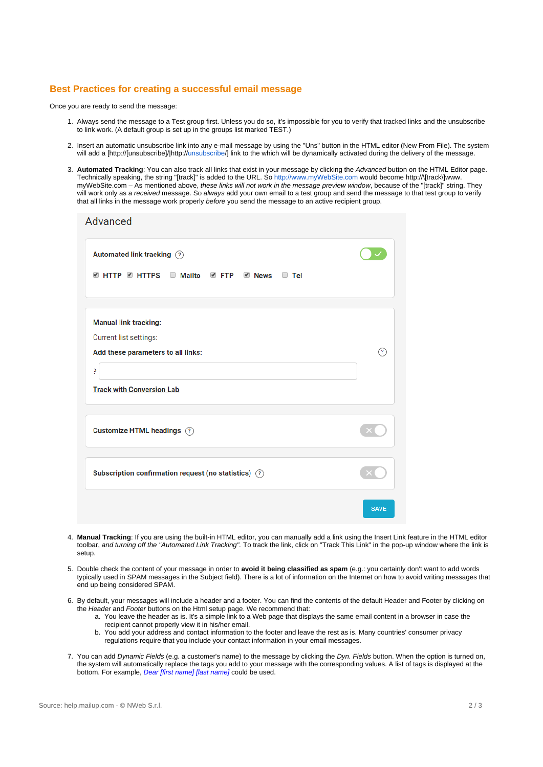## Best Practices for creating a successful email message

Once you are ready to send the message:

1. Always send the message to a Test group first. Unless you do so, it's impossible for you to verify that tracked links and the unsubscribe to link work. (A default group is set up in the groups list marked TEST.)

2. Insert an automatic unsubscribe link into any e-mail message by using the "Uns" button in the HTML editor (New From File). The system will add a [http://[unsubscribe]/|http://unsubscribe/] link to the which will be dynamically activated during the delivery of the message.

3. **Automated Tracking**: You can also track all links that exist in your message by clicking the *Advanced* button on the HTML Editor page. Technically speaking, the string "[track]" is added to the URL. So http://www.myWebSite.com would become http://\[track\]www. myWebSite.com – As mentioned above, *these links will not work in the message preview window*, because of the "[track]" string. They will work only as a *received* message. So *always* add your own email to a test group and send the message to that test group to verify that all links in the message work properly *before* you send the message to an active recipient group.

4. **Manual Tracking**: If you are using the built-in HTML editor, you can manually add a link using the Insert Link feature in the HTML editor toolbar, *and turning off the "Automated Link Tracking"*. To track the link, click on "Track This Link" in the pop-up window where the link is setup.

5. Double check the content of your message in order to **avoid it being classified as spam** (e.g.: you certainly don't want to add words typically used in SPAM messages in the Subject field). There is a lot of information on the Internet on how to avoid writing messages that end up being considered SPAM.

6. By default, your messages will include a header and a footer. You can find the contents of the default Header and Footer by clicking on the *Header* and *Footer* buttons on the Html setup page. We recommend that:
   a. You leave the header as is. It's a simple link to a Web page that displays the same email content in a browser in case the recipient cannot properly view it in his/her email.
   b. You add your address and contact information to the footer and leave the rest as is. Many countries' consumer privacy regulations require that you include your contact information in your email messages.

7. You can add *Dynamic Fields* (e.g. a customer's name) to the message by clicking the *Dyn. Fields* button. When the option is turned on, the system will automatically replace the tags you add to your message with the corresponding values. A list of tags is displayed at the bottom. For example, *Dear [first name] [last name]* could be used.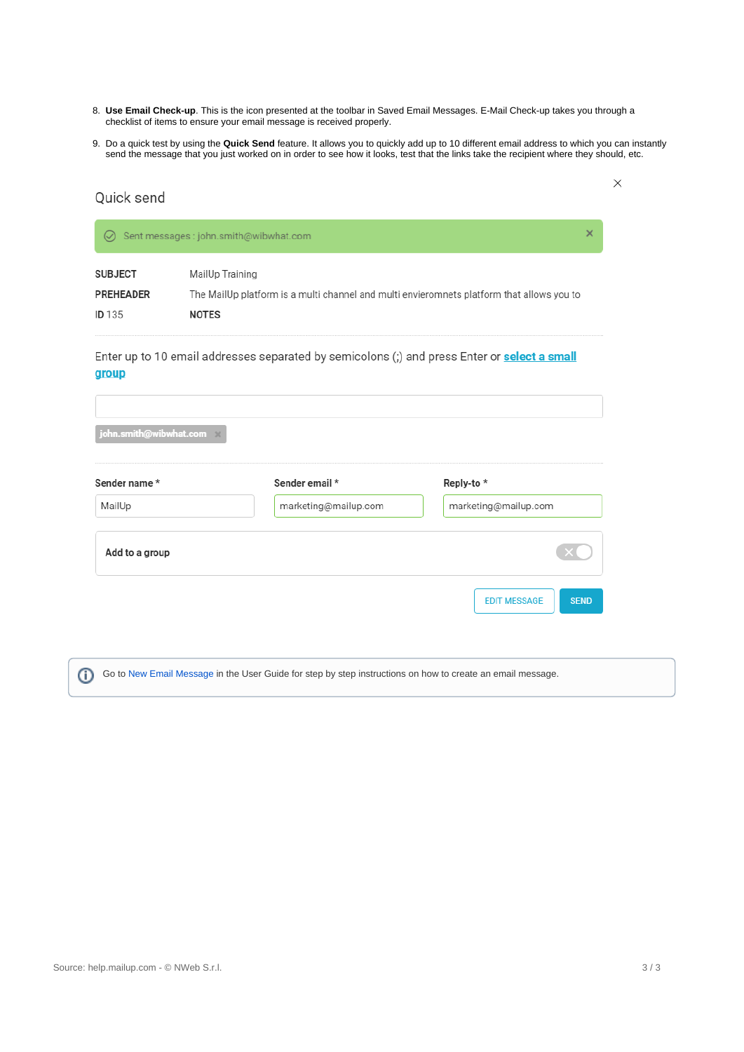8. **Use Email Check-up**. This is the icon presented at the toolbar in Saved Email Messages. E-Mail Check-up takes you through a checklist of items to ensure your email message is received properly.

9. Do a quick test by using the **Quick Send** feature. It allows you to quickly add up to 10 different email address to which you can instantly send the message that you just worked on in order to see how it looks, test that the links take the recipient where they should, etc.

Quick send

Sent messages : john.smith@wibwhat.com

**SUBJECT** MailUp Training

**PREHEADER** The MailUp platform is a multi channel and multi envieromnets platform that allows you to

**ID** 135 **NOTES**

Enter up to 10 email addresses separated by semicolons (;) and press Enter or select a small group

john.smith@wibwhat.com

**Sender name** * MailUp

**Sender email** * marketing@mailup.com

**Reply-to** * marketing@mailup.com

**Add to a group**

EDIT MESSAGE SEND

Go to New Email Message in the User Guide for step by step instructions on how to create an email message.

Source: help.mailup.com - © NWeb S.r.l.